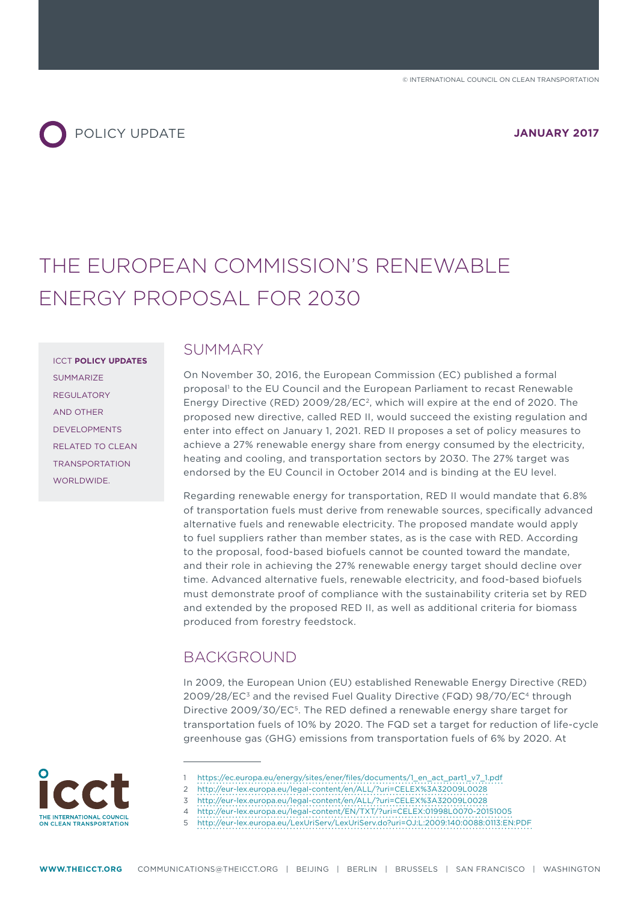© INTERNATIONAL COUNCIL ON CLEAN TRANSPORTATION

POLICY UPDATE

**JANUARY 2017**

# THE EUROPEAN COMMISSION'S RENEWABLE ENERGY PROPOSAL FOR 2030

ICCT **POLICY UPDATES** SUMMARIZE REGULATORY AND OTHER DEVELOPMENTS RELATED TO CLEAN TRANSPORTATION WORLDWIDE.

## SUMMARY

On November 30, 2016, the European Commission (EC) published a formal proposal[1] to the EU Council and the European Parliament to recast Renewable Energy Directive (RED) 2009/28/EC[2], which will expire at the end of 2020. The proposed new directive, called RED II, would succeed the existing regulation and enter into effect on January 1, 2021. RED II proposes a set of policy measures to achieve a 27% renewable energy share from energy consumed by the electricity, heating and cooling, and transportation sectors by 2030. The 27% target was endorsed by the EU Council in October 2014 and is binding at the EU level.

Regarding renewable energy for transportation, RED II would mandate that 6.8% of transportation fuels must derive from renewable sources, specifically advanced alternative fuels and renewable electricity. The proposed mandate would apply to fuel suppliers rather than member states, as is the case with RED. According to the proposal, food-based biofuels cannot be counted toward the mandate, and their role in achieving the 27% renewable energy target should decline over time. Advanced alternative fuels, renewable electricity, and food-based biofuels must demonstrate proof of compliance with the sustainability criteria set by RED and extended by the proposed RED II, as well as additional criteria for biomass produced from forestry feedstock.

## BACKGROUND

In 2009, the European Union (EU) established Renewable Energy Directive (RED) 2009/28/EC[3] and the revised Fuel Quality Directive (FQD) 98/70/EC[4] through Directive 2009/30/EC[5]. The RED defined a renewable energy share target for transportation fuels of 10% by 2020. The FQD set a target for reduction of life-cycle greenhouse gas (GHG) emissions from transportation fuels of 6% by 2020. At

---

1 https://ec.europa.eu/energy/sites/ener/files/documents/1_en_act_part1_v7_1.pdf
2 http://eur-lex.europa.eu/legal-content/en/ALL/?uri=CELEX%3A32009L0028
3 http://eur-lex.europa.eu/legal-content/en/ALL/?uri=CELEX%3A32009L0028
4 http://eur-lex.europa.eu/legal-content/EN/TXT/?uri=CELEX:01998L0070-20151005
5 http://eur-lex.europa.eu/LexUriServ/LexUriServ.do?uri=OJ:L:2009:140:0088:0113:EN:PDF

WWW.THEICCT.ORG | COMMUNICATIONS@THEICCT.ORG | BEIJING | BERLIN | BRUSSELS | SAN FRANCISCO | WASHINGTON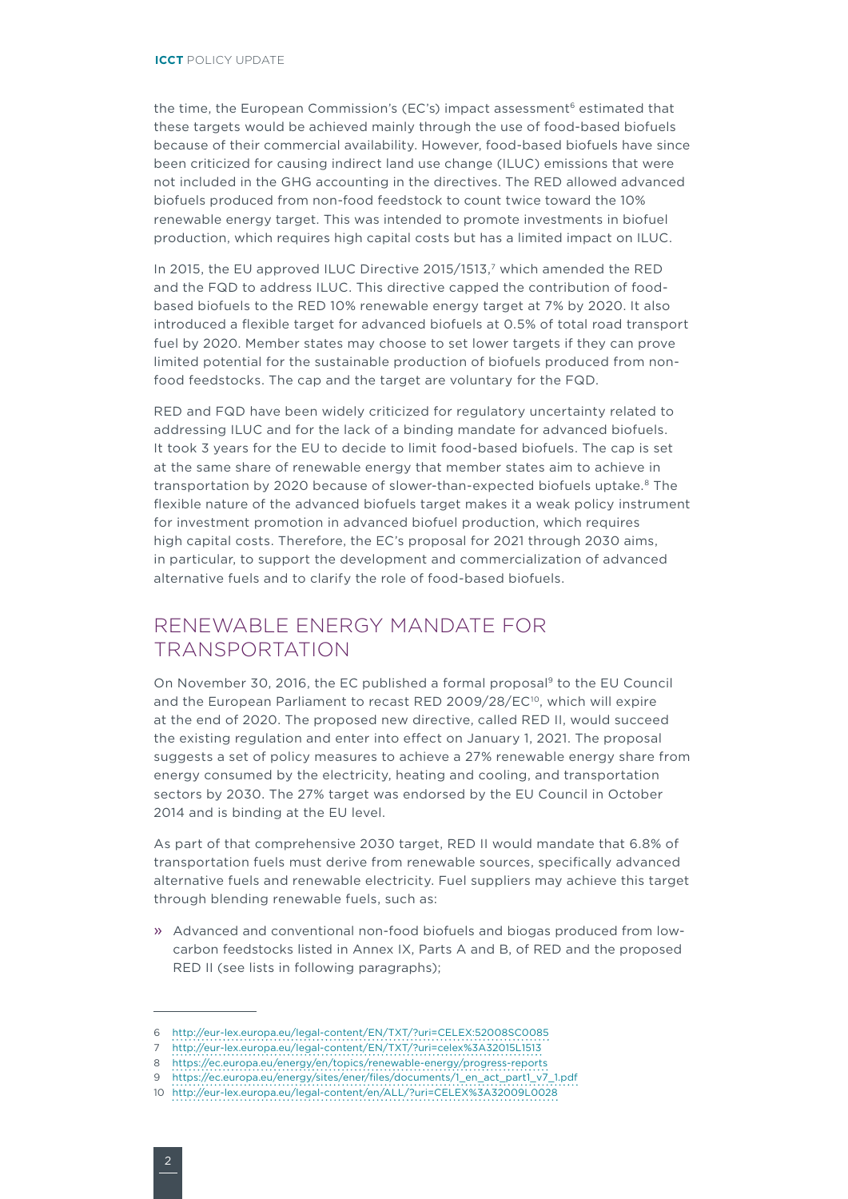the time, the European Commission's (EC's) impact assessment[6] estimated that these targets would be achieved mainly through the use of food-based biofuels because of their commercial availability. However, food-based biofuels have since been criticized for causing indirect land use change (ILUC) emissions that were not included in the GHG accounting in the directives. The RED allowed advanced biofuels produced from non-food feedstock to count twice toward the 10% renewable energy target. This was intended to promote investments in biofuel production, which requires high capital costs but has a limited impact on ILUC.

In 2015, the EU approved ILUC Directive 2015/1513,[7] which amended the RED and the FQD to address ILUC. This directive capped the contribution of food-based biofuels to the RED 10% renewable energy target at 7% by 2020. It also introduced a flexible target for advanced biofuels at 0.5% of total road transport fuel by 2020. Member states may choose to set lower targets if they can prove limited potential for the sustainable production of biofuels produced from non-food feedstocks. The cap and the target are voluntary for the FQD.

RED and FQD have been widely criticized for regulatory uncertainty related to addressing ILUC and for the lack of a binding mandate for advanced biofuels. It took 3 years for the EU to decide to limit food-based biofuels. The cap is set at the same share of renewable energy that member states aim to achieve in transportation by 2020 because of slower-than-expected biofuels uptake.[8] The flexible nature of the advanced biofuels target makes it a weak policy instrument for investment promotion in advanced biofuel production, which requires high capital costs. Therefore, the EC's proposal for 2021 through 2030 aims, in particular, to support the development and commercialization of advanced alternative fuels and to clarify the role of food-based biofuels.

## RENEWABLE ENERGY MANDATE FOR TRANSPORTATION

On November 30, 2016, the EC published a formal proposal[9] to the EU Council and the European Parliament to recast RED 2009/28/EC[10], which will expire at the end of 2020. The proposed new directive, called RED II, would succeed the existing regulation and enter into effect on January 1, 2021. The proposal suggests a set of policy measures to achieve a 27% renewable energy share from energy consumed by the electricity, heating and cooling, and transportation sectors by 2030. The 27% target was endorsed by the EU Council in October 2014 and is binding at the EU level.

As part of that comprehensive 2030 target, RED II would mandate that 6.8% of transportation fuels must derive from renewable sources, specifically advanced alternative fuels and renewable electricity. Fuel suppliers may achieve this target through blending renewable fuels, such as:

- Advanced and conventional non-food biofuels and biogas produced from low-carbon feedstocks listed in Annex IX, Parts A and B, of RED and the proposed RED II (see lists in following paragraphs);

---

6 http://eur-lex.europa.eu/legal-content/EN/TXT/?uri=CELEX:52008SC0085

7 http://eur-lex.europa.eu/legal-content/EN/TXT/?uri=celex%3A32015L1513

8 https://ec.europa.eu/energy/en/topics/renewable-energy/progress-reports

9 https://ec.europa.eu/energy/sites/ener/files/documents/1_en_act_part1_v7_1.pdf

10 http://eur-lex.europa.eu/legal-content/en/ALL/?uri=CELEX%3A32009L0028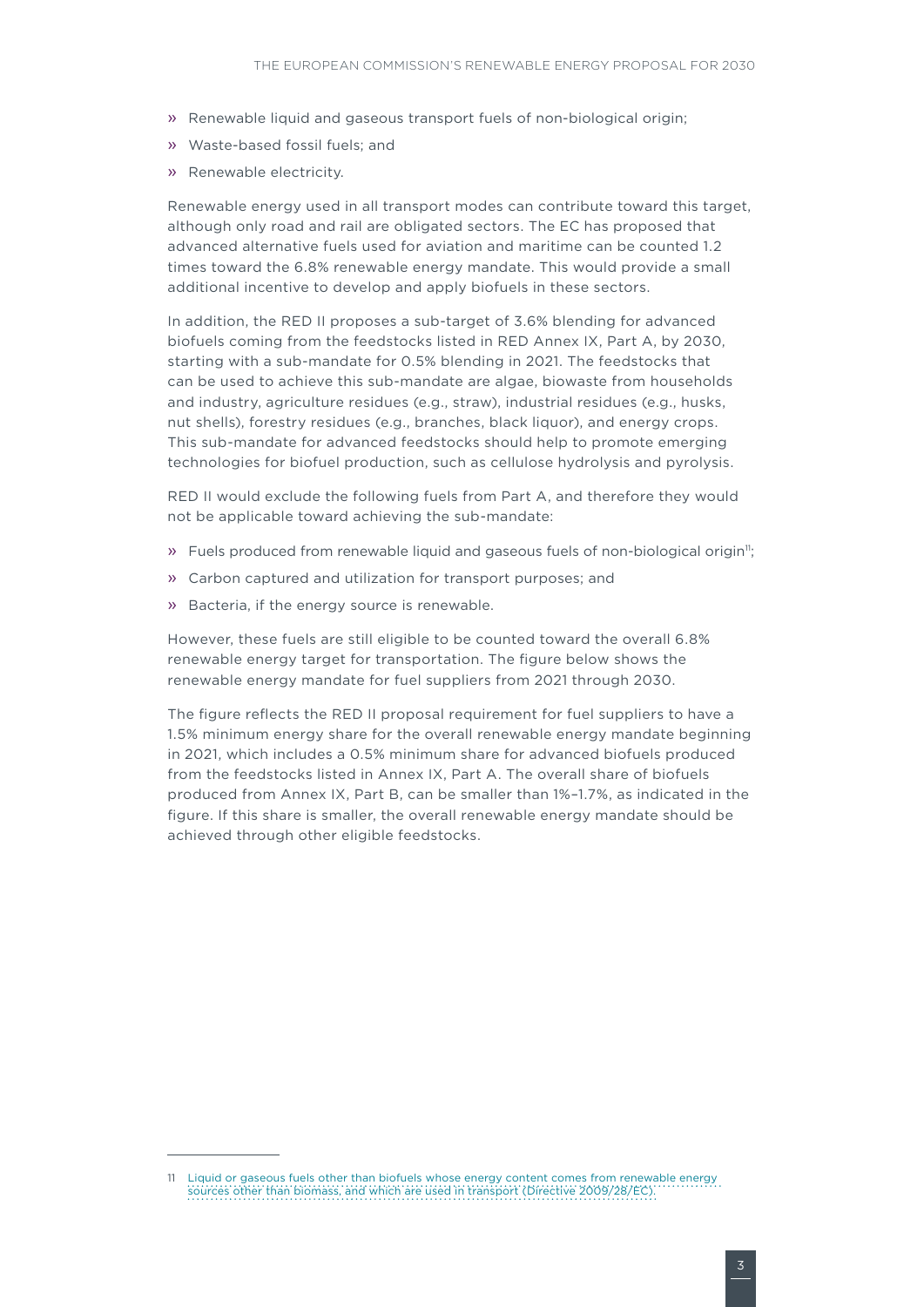- Renewable liquid and gaseous transport fuels of non-biological origin;
- Waste-based fossil fuels; and
- Renewable electricity.

Renewable energy used in all transport modes can contribute toward this target, although only road and rail are obligated sectors. The EC has proposed that advanced alternative fuels used for aviation and maritime can be counted 1.2 times toward the 6.8% renewable energy mandate. This would provide a small additional incentive to develop and apply biofuels in these sectors.

In addition, the RED II proposes a sub-target of 3.6% blending for advanced biofuels coming from the feedstocks listed in RED Annex IX, Part A, by 2030, starting with a sub-mandate for 0.5% blending in 2021. The feedstocks that can be used to achieve this sub-mandate are algae, biowaste from households and industry, agriculture residues (e.g., straw), industrial residues (e.g., husks, nut shells), forestry residues (e.g., branches, black liquor), and energy crops. This sub-mandate for advanced feedstocks should help to promote emerging technologies for biofuel production, such as cellulose hydrolysis and pyrolysis.

RED II would exclude the following fuels from Part A, and therefore they would not be applicable toward achieving the sub-mandate:

- Fuels produced from renewable liquid and gaseous fuels of non-biological origin[11];
- Carbon captured and utilization for transport purposes; and
- Bacteria, if the energy source is renewable.

However, these fuels are still eligible to be counted toward the overall 6.8% renewable energy target for transportation. The figure below shows the renewable energy mandate for fuel suppliers from 2021 through 2030.

The figure reflects the RED II proposal requirement for fuel suppliers to have a 1.5% minimum energy share for the overall renewable energy mandate beginning in 2021, which includes a 0.5% minimum share for advanced biofuels produced from the feedstocks listed in Annex IX, Part A. The overall share of biofuels produced from Annex IX, Part B, can be smaller than 1%–1.7%, as indicated in the figure. If this share is smaller, the overall renewable energy mandate should be achieved through other eligible feedstocks.

---

11 Liquid or gaseous fuels other than biofuels whose energy content comes from renewable energy sources other than biomass, and which are used in transport (Directive 2009/28/EC).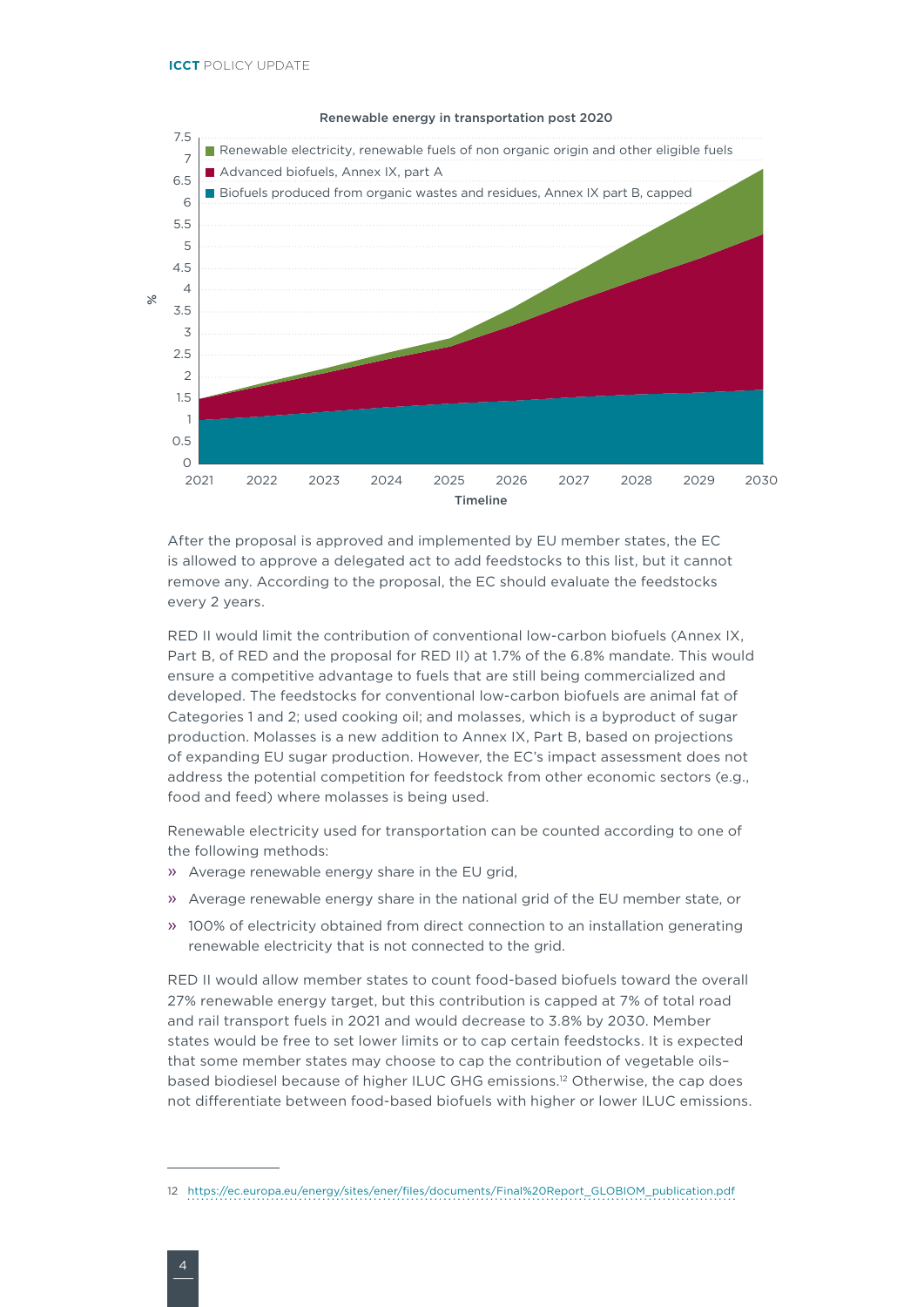**Renewable energy in transportation post 2020**

After the proposal is approved and implemented by EU member states, the EC is allowed to approve a delegated act to add feedstocks to this list, but it cannot remove any. According to the proposal, the EC should evaluate the feedstocks every 2 years.

RED II would limit the contribution of conventional low-carbon biofuels (Annex IX, Part B, of RED and the proposal for RED II) at 1.7% of the 6.8% mandate. This would ensure a competitive advantage to fuels that are still being commercialized and developed. The feedstocks for conventional low-carbon biofuels are animal fat of Categories 1 and 2; used cooking oil; and molasses, which is a byproduct of sugar production. Molasses is a new addition to Annex IX, Part B, based on projections of expanding EU sugar production. However, the EC's impact assessment does not address the potential competition for feedstock from other economic sectors (e.g., food and feed) where molasses is being used.

Renewable electricity used for transportation can be counted according to one of the following methods:

- Average renewable energy share in the EU grid,
- Average renewable energy share in the national grid of the EU member state, or
- 100% of electricity obtained from direct connection to an installation generating renewable electricity that is not connected to the grid.

RED II would allow member states to count food-based biofuels toward the overall 27% renewable energy target, but this contribution is capped at 7% of total road and rail transport fuels in 2021 and would decrease to 3.8% by 2030. Member states would be free to set lower limits or to cap certain feedstocks. It is expected that some member states may choose to cap the contribution of vegetable oils–based biodiesel because of higher ILUC GHG emissions.[12] Otherwise, the cap does not differentiate between food-based biofuels with higher or lower ILUC emissions.

12 https://ec.europa.eu/energy/sites/ener/files/documents/Final%20Report_GLOBIOM_publication.pdf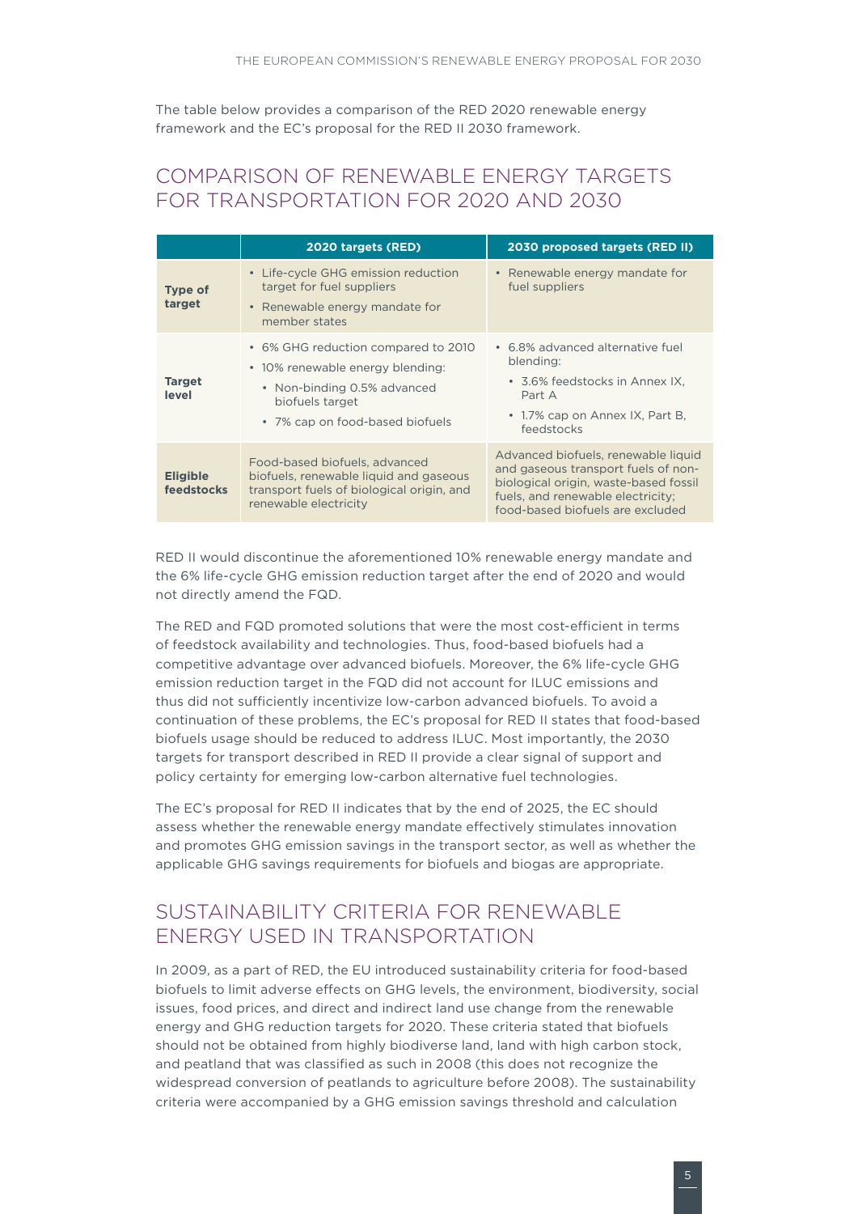The table below provides a comparison of the RED 2020 renewable energy framework and the EC's proposal for the RED II 2030 framework.

## COMPARISON OF RENEWABLE ENERGY TARGETS FOR TRANSPORTATION FOR 2020 AND 2030

| | 2020 targets (RED) | 2030 proposed targets (RED II) |
|---|---|---|
| **Type of target** | • Life-cycle GHG emission reduction target for fuel suppliers<br>• Renewable energy mandate for member states | • Renewable energy mandate for fuel suppliers |
| **Target level** | • 6% GHG reduction compared to 2010<br>• 10% renewable energy blending:<br>  • Non-binding 0.5% advanced biofuels target<br>  • 7% cap on food-based biofuels | • 6.8% advanced alternative fuel blending:<br>  • 3.6% feedstocks in Annex IX, Part A<br>  • 1.7% cap on Annex IX, Part B, feedstocks |
| **Eligible feedstocks** | Food-based biofuels, advanced biofuels, renewable liquid and gaseous transport fuels of biological origin, and renewable electricity | Advanced biofuels, renewable liquid and gaseous transport fuels of non-biological origin, waste-based fossil fuels, and renewable electricity; food-based biofuels are excluded |

RED II would discontinue the aforementioned 10% renewable energy mandate and the 6% life-cycle GHG emission reduction target after the end of 2020 and would not directly amend the FQD.

The RED and FQD promoted solutions that were the most cost-efficient in terms of feedstock availability and technologies. Thus, food-based biofuels had a competitive advantage over advanced biofuels. Moreover, the 6% life-cycle GHG emission reduction target in the FQD did not account for ILUC emissions and thus did not sufficiently incentivize low-carbon advanced biofuels. To avoid a continuation of these problems, the EC's proposal for RED II states that food-based biofuels usage should be reduced to address ILUC. Most importantly, the 2030 targets for transport described in RED II provide a clear signal of support and policy certainty for emerging low-carbon alternative fuel technologies.

The EC's proposal for RED II indicates that by the end of 2025, the EC should assess whether the renewable energy mandate effectively stimulates innovation and promotes GHG emission savings in the transport sector, as well as whether the applicable GHG savings requirements for biofuels and biogas are appropriate.

## SUSTAINABILITY CRITERIA FOR RENEWABLE ENERGY USED IN TRANSPORTATION

In 2009, as a part of RED, the EU introduced sustainability criteria for food-based biofuels to limit adverse effects on GHG levels, the environment, biodiversity, social issues, food prices, and direct and indirect land use change from the renewable energy and GHG reduction targets for 2020. These criteria stated that biofuels should not be obtained from highly biodiverse land, land with high carbon stock, and peatland that was classified as such in 2008 (this does not recognize the widespread conversion of peatlands to agriculture before 2008). The sustainability criteria were accompanied by a GHG emission savings threshold and calculation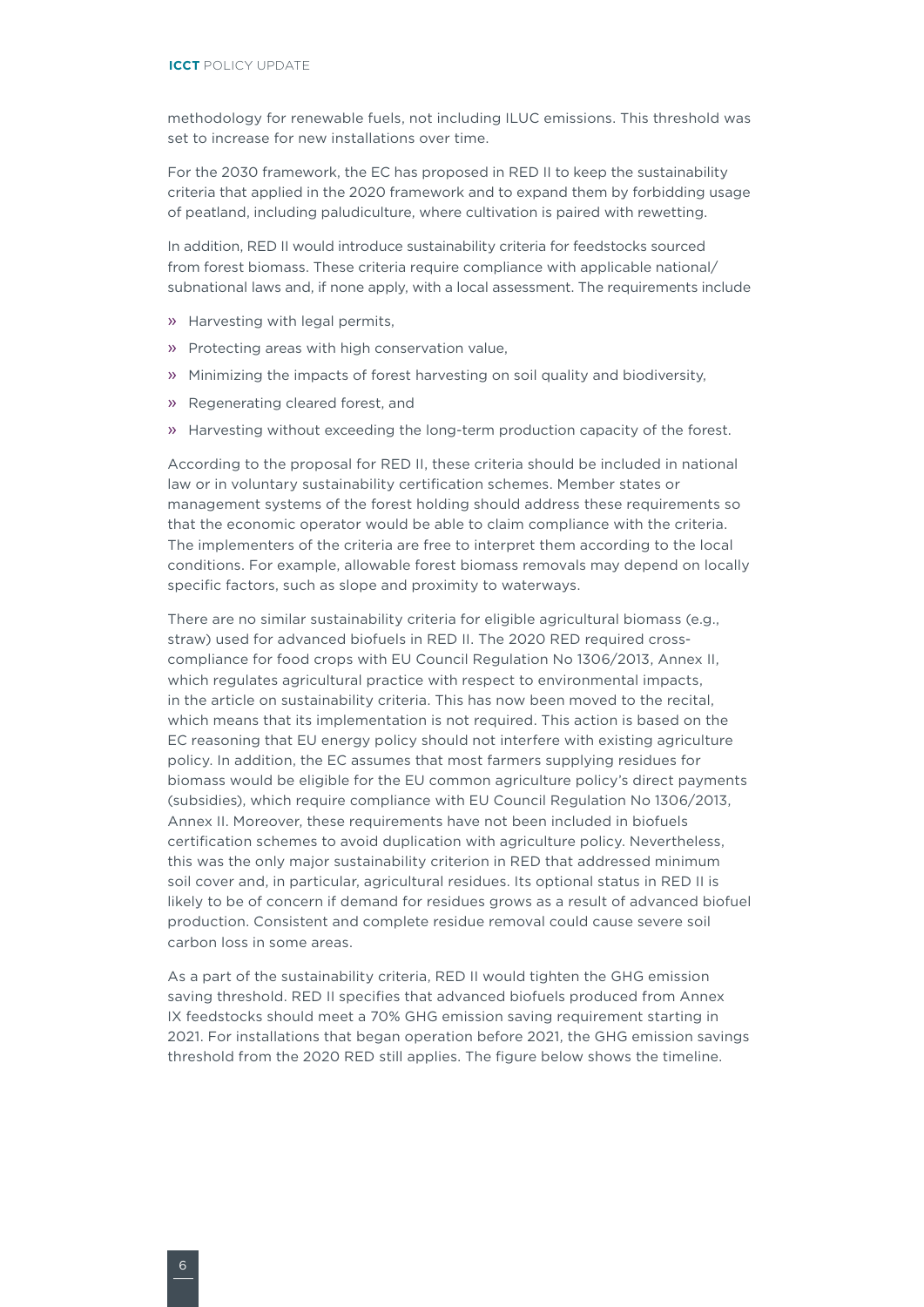methodology for renewable fuels, not including ILUC emissions. This threshold was set to increase for new installations over time.

For the 2030 framework, the EC has proposed in RED II to keep the sustainability criteria that applied in the 2020 framework and to expand them by forbidding usage of peatland, including paludiculture, where cultivation is paired with rewetting.

In addition, RED II would introduce sustainability criteria for feedstocks sourced from forest biomass. These criteria require compliance with applicable national/subnational laws and, if none apply, with a local assessment. The requirements include

- Harvesting with legal permits,
- Protecting areas with high conservation value,
- Minimizing the impacts of forest harvesting on soil quality and biodiversity,
- Regenerating cleared forest, and
- Harvesting without exceeding the long-term production capacity of the forest.

According to the proposal for RED II, these criteria should be included in national law or in voluntary sustainability certification schemes. Member states or management systems of the forest holding should address these requirements so that the economic operator would be able to claim compliance with the criteria. The implementers of the criteria are free to interpret them according to the local conditions. For example, allowable forest biomass removals may depend on locally specific factors, such as slope and proximity to waterways.

There are no similar sustainability criteria for eligible agricultural biomass (e.g., straw) used for advanced biofuels in RED II. The 2020 RED required cross-compliance for food crops with EU Council Regulation No 1306/2013, Annex II, which regulates agricultural practice with respect to environmental impacts, in the article on sustainability criteria. This has now been moved to the recital, which means that its implementation is not required. This action is based on the EC reasoning that EU energy policy should not interfere with existing agriculture policy. In addition, the EC assumes that most farmers supplying residues for biomass would be eligible for the EU common agriculture policy's direct payments (subsidies), which require compliance with EU Council Regulation No 1306/2013, Annex II. Moreover, these requirements have not been included in biofuels certification schemes to avoid duplication with agriculture policy. Nevertheless, this was the only major sustainability criterion in RED that addressed minimum soil cover and, in particular, agricultural residues. Its optional status in RED II is likely to be of concern if demand for residues grows as a result of advanced biofuel production. Consistent and complete residue removal could cause severe soil carbon loss in some areas.

As a part of the sustainability criteria, RED II would tighten the GHG emission saving threshold. RED II specifies that advanced biofuels produced from Annex IX feedstocks should meet a 70% GHG emission saving requirement starting in 2021. For installations that began operation before 2021, the GHG emission savings threshold from the 2020 RED still applies. The figure below shows the timeline.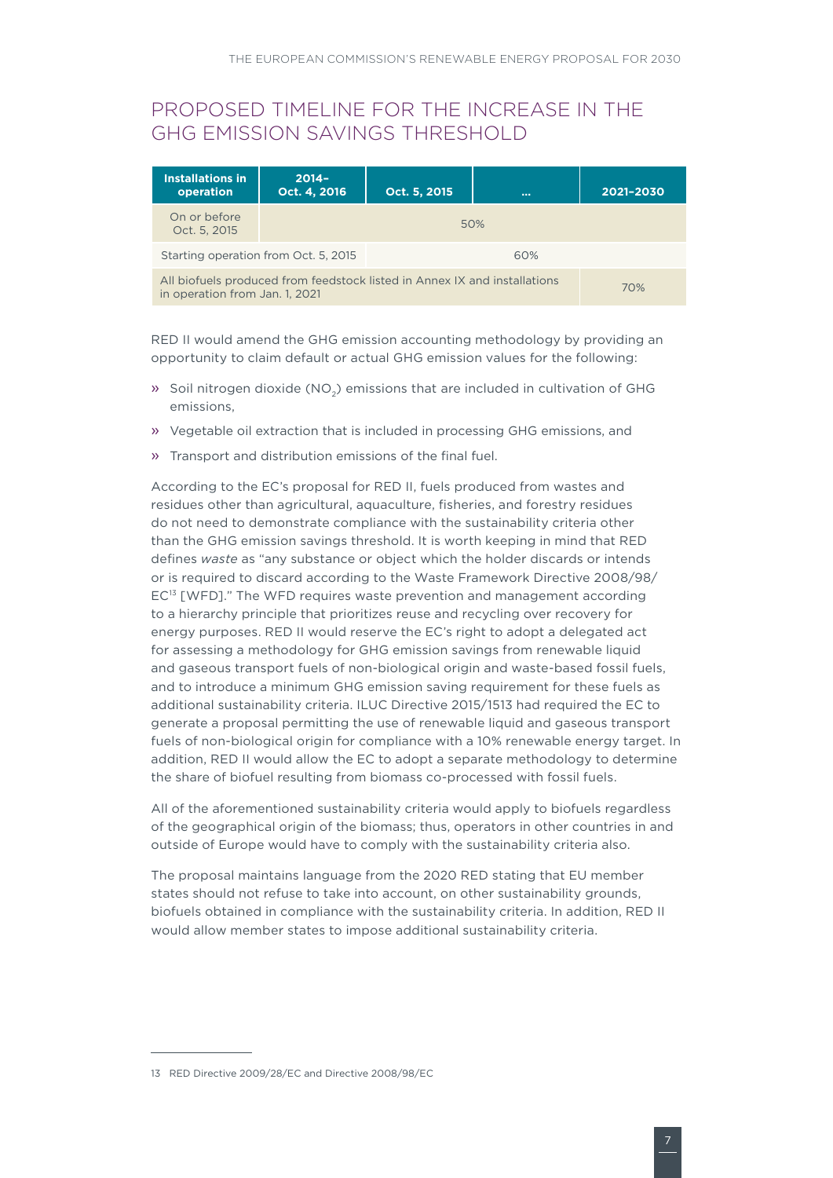## PROPOSED TIMELINE FOR THE INCREASE IN THE GHG EMISSION SAVINGS THRESHOLD

| Installations in operation | 2014–Oct. 4, 2016 | Oct. 5, 2015 | ... | 2021–2030 |
|---|---|---|---|---|
| On or before Oct. 5, 2015 | 50% | | | |
| Starting operation from Oct. 5, 2015 | | 60% | | |
| All biofuels produced from feedstock listed in Annex IX and installations in operation from Jan. 1, 2021 | | | | 70% |

RED II would amend the GHG emission accounting methodology by providing an opportunity to claim default or actual GHG emission values for the following:

- Soil nitrogen dioxide ($NO_2$) emissions that are included in cultivation of GHG emissions,
- Vegetable oil extraction that is included in processing GHG emissions, and
- Transport and distribution emissions of the final fuel.

According to the EC's proposal for RED II, fuels produced from wastes and residues other than agricultural, aquaculture, fisheries, and forestry residues do not need to demonstrate compliance with the sustainability criteria other than the GHG emission savings threshold. It is worth keeping in mind that RED defines *waste* as "any substance or object which the holder discards or intends or is required to discard according to the Waste Framework Directive 2008/98/EC[13] [WFD]." The WFD requires waste prevention and management according to a hierarchy principle that prioritizes reuse and recycling over recovery for energy purposes. RED II would reserve the EC's right to adopt a delegated act for assessing a methodology for GHG emission savings from renewable liquid and gaseous transport fuels of non-biological origin and waste-based fossil fuels, and to introduce a minimum GHG emission saving requirement for these fuels as additional sustainability criteria. ILUC Directive 2015/1513 had required the EC to generate a proposal permitting the use of renewable liquid and gaseous transport fuels of non-biological origin for compliance with a 10% renewable energy target. In addition, RED II would allow the EC to adopt a separate methodology to determine the share of biofuel resulting from biomass co-processed with fossil fuels.

All of the aforementioned sustainability criteria would apply to biofuels regardless of the geographical origin of the biomass; thus, operators in other countries in and outside of Europe would have to comply with the sustainability criteria also.

The proposal maintains language from the 2020 RED stating that EU member states should not refuse to take into account, on other sustainability grounds, biofuels obtained in compliance with the sustainability criteria. In addition, RED II would allow member states to impose additional sustainability criteria.

---

13 RED Directive 2009/28/EC and Directive 2008/98/EC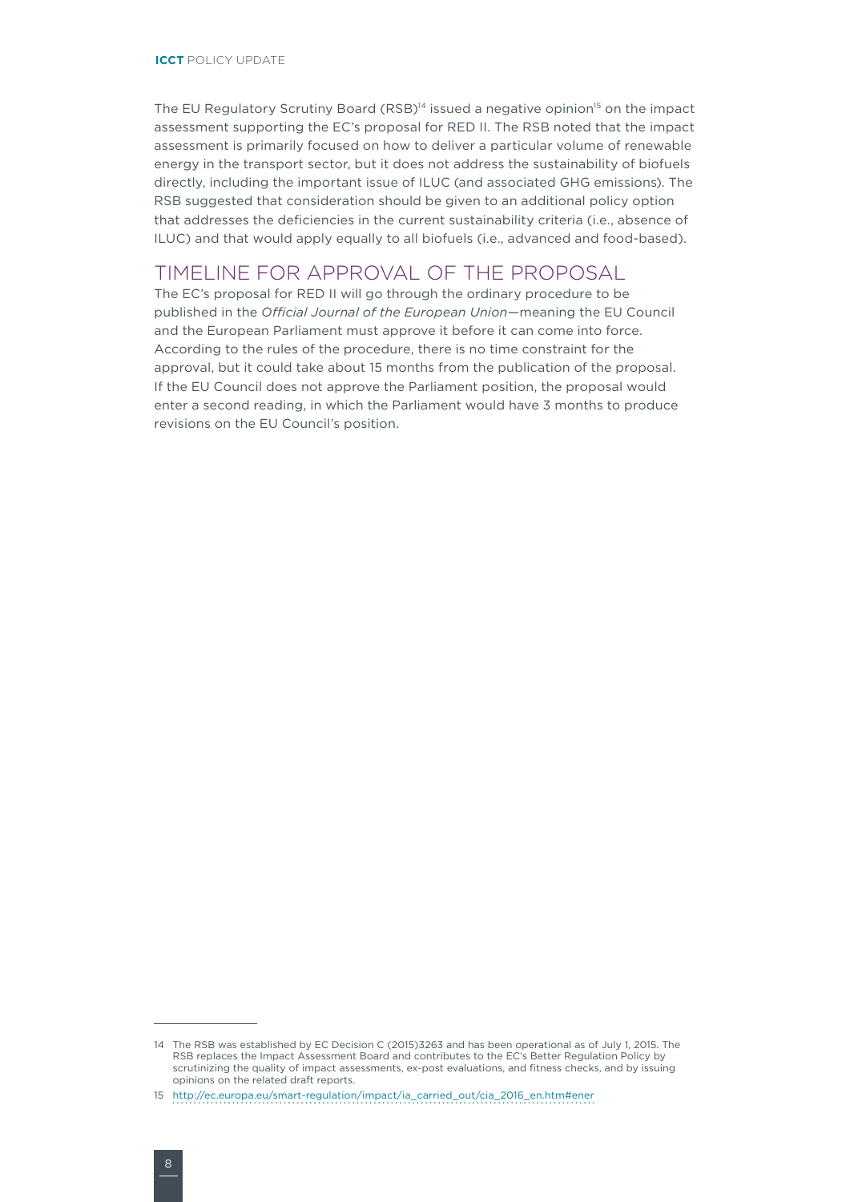The EU Regulatory Scrutiny Board (RSB)[14] issued a negative opinion[15] on the impact assessment supporting the EC's proposal for RED II. The RSB noted that the impact assessment is primarily focused on how to deliver a particular volume of renewable energy in the transport sector, but it does not address the sustainability of biofuels directly, including the important issue of ILUC (and associated GHG emissions). The RSB suggested that consideration should be given to an additional policy option that addresses the deficiencies in the current sustainability criteria (i.e., absence of ILUC) and that would apply equally to all biofuels (i.e., advanced and food-based).

## TIMELINE FOR APPROVAL OF THE PROPOSAL

The EC's proposal for RED II will go through the ordinary procedure to be published in the *Official Journal of the European Union*—meaning the EU Council and the European Parliament must approve it before it can come into force. According to the rules of the procedure, there is no time constraint for the approval, but it could take about 15 months from the publication of the proposal. If the EU Council does not approve the Parliament position, the proposal would enter a second reading, in which the Parliament would have 3 months to produce revisions on the EU Council's position.

---

14 The RSB was established by EC Decision C (2015)3263 and has been operational as of July 1, 2015. The RSB replaces the Impact Assessment Board and contributes to the EC's Better Regulation Policy by scrutinizing the quality of impact assessments, ex-post evaluations, and fitness checks, and by issuing opinions on the related draft reports.

15 http://ec.europa.eu/smart-regulation/impact/ia_carried_out/cia_2016_en.htm#ener